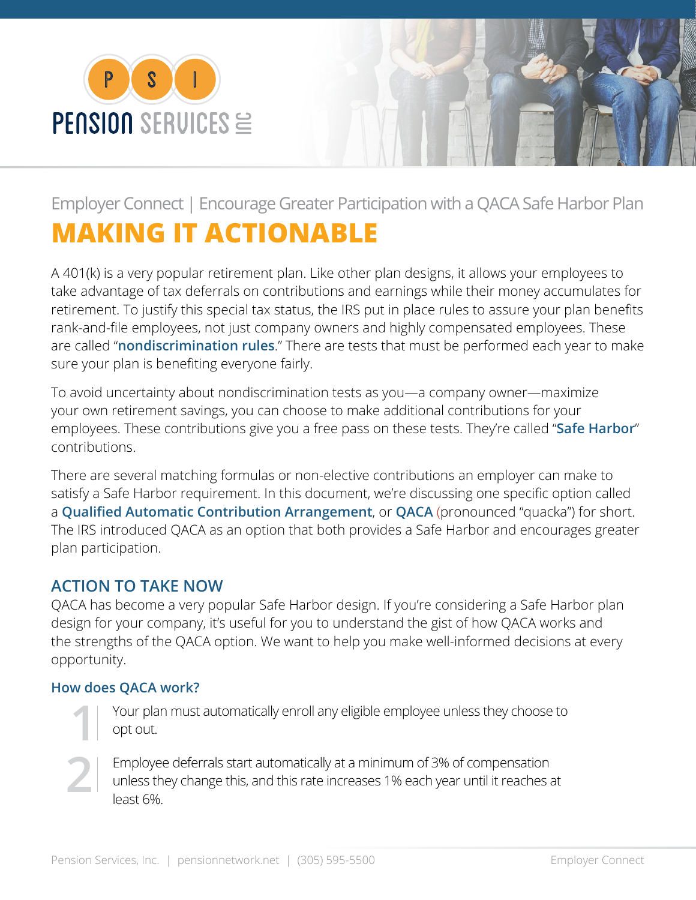Employer Connect | Encourage Greater Participation with a QACA Safe Harbor Plan

# MAKING IT ACTIONABLE

A 401(k) is a very popular retirement plan. Like other plan designs, it allows your employees to take advantage of tax deferrals on contributions and earnings while their money accumulates for retirement. To justify this special tax status, the IRS put in place rules to assure your plan benefits rank-and-file employees, not just company owners and highly compensated employees. These are called "**nondiscrimination rules**." There are tests that must be performed each year to make sure your plan is benefiting everyone fairly.

To avoid uncertainty about nondiscrimination tests as you—a company owner—maximize your own retirement savings, you can choose to make additional contributions for your employees. These contributions give you a free pass on these tests. They're called "**Safe Harbor**" contributions.

There are several matching formulas or non-elective contributions an employer can make to satisfy a Safe Harbor requirement. In this document, we're discussing one specific option called a **Qualified Automatic Contribution Arrangement**, or **QACA** (pronounced "quacka") for short. The IRS introduced QACA as an option that both provides a Safe Harbor and encourages greater plan participation.

## ACTION TO TAKE NOW

QACA has become a very popular Safe Harbor design. If you're considering a Safe Harbor plan design for your company, it's useful for you to understand the gist of how QACA works and the strengths of the QACA option. We want to help you make well-informed decisions at every opportunity.

### How does QACA work?

1. Your plan must automatically enroll any eligible employee unless they choose to opt out.
2. Employee deferrals start automatically at a minimum of 3% of compensation unless they change this, and this rate increases 1% each year until it reaches at least 6%.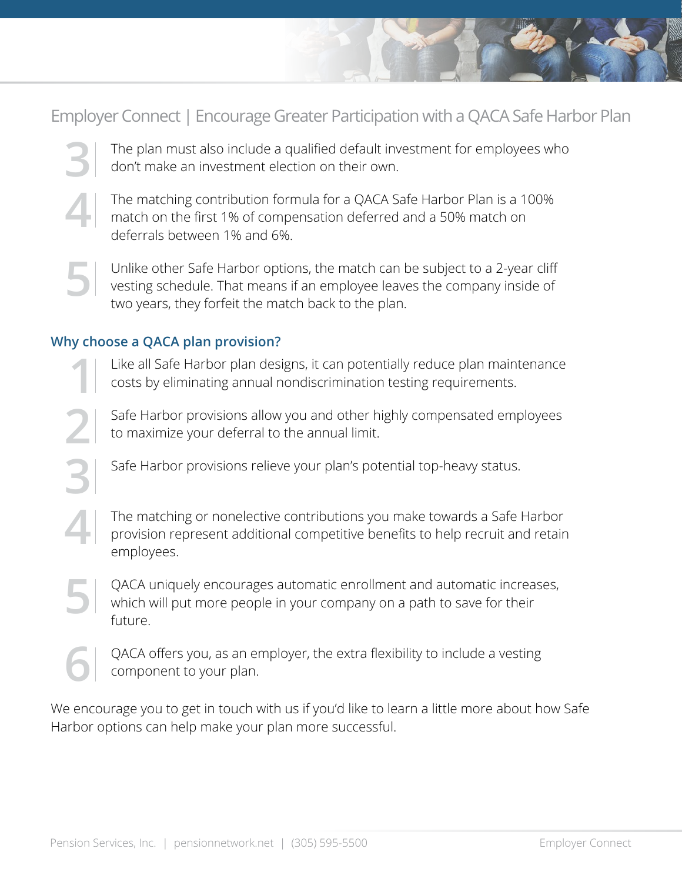3. The plan must also include a qualified default investment for employees who don't make an investment election on their own.

4. The matching contribution formula for a QACA Safe Harbor Plan is a 100% match on the first 1% of compensation deferred and a 50% match on deferrals between 1% and 6%.

5. Unlike other Safe Harbor options, the match can be subject to a 2-year cliff vesting schedule. That means if an employee leaves the company inside of two years, they forfeit the match back to the plan.

### Why choose a QACA plan provision?

1. Like all Safe Harbor plan designs, it can potentially reduce plan maintenance costs by eliminating annual nondiscrimination testing requirements.

2. Safe Harbor provisions allow you and other highly compensated employees to maximize your deferral to the annual limit.

3. Safe Harbor provisions relieve your plan's potential top-heavy status.

4. The matching or nonelective contributions you make towards a Safe Harbor provision represent additional competitive benefits to help recruit and retain employees.

5. QACA uniquely encourages automatic enrollment and automatic increases, which will put more people in your company on a path to save for their future.

6. QACA offers you, as an employer, the extra flexibility to include a vesting component to your plan.

We encourage you to get in touch with us if you'd like to learn a little more about how Safe Harbor options can help make your plan more successful.